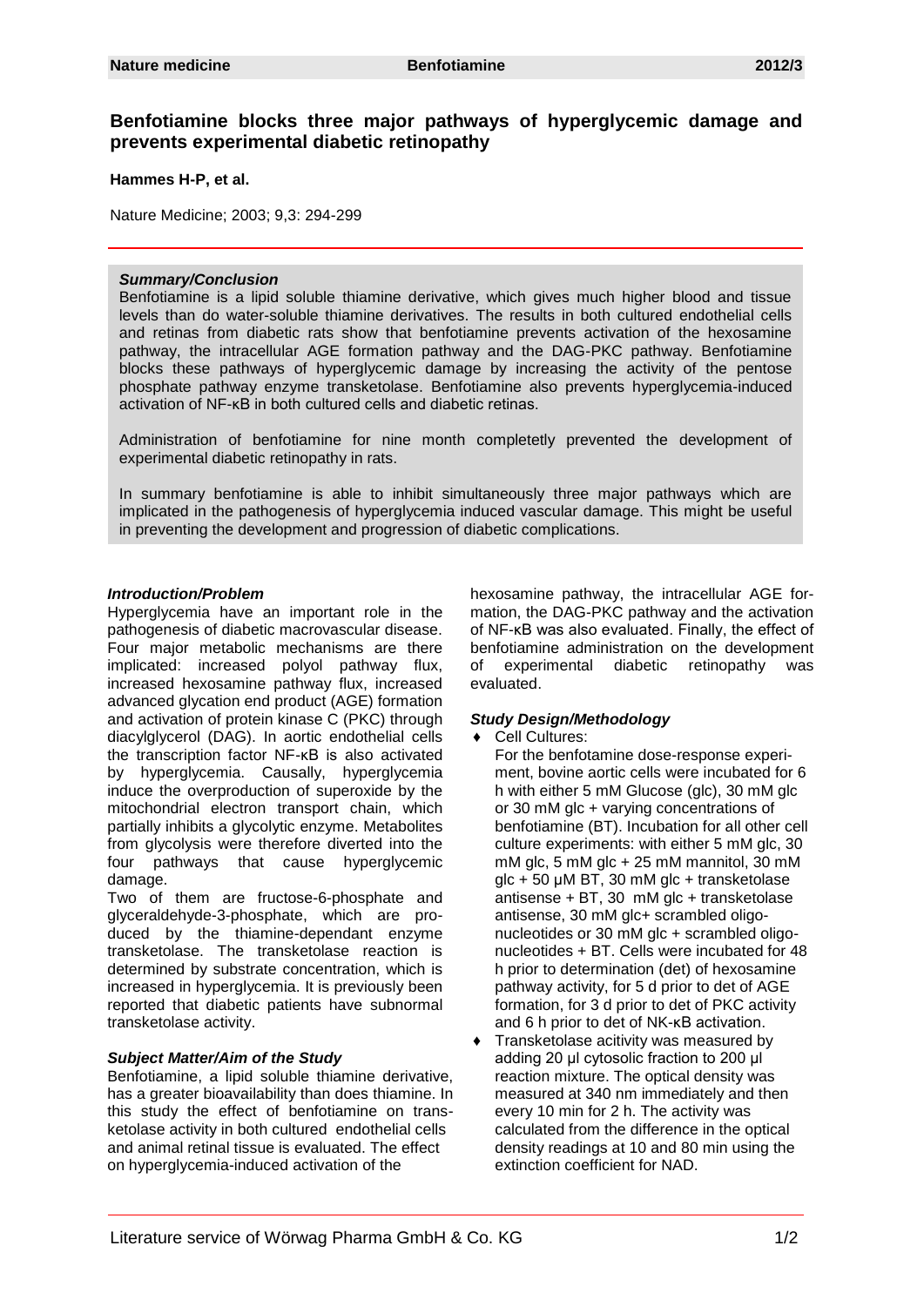# Benfotiamine blocks three major pathways of hyperglycemic damage and prevents experimental diabetic retinopathy

**Hammes H-P, et al.**

Nature Medicine; 2003; 9,3: 294-299

### *Summary/Conclusion*

Benfotiamine is a lipid soluble thiamine derivative, which gives much higher blood and tissue levels than do water-soluble thiamine derivatives. The results in both cultured endothelial cells and retinas from diabetic rats show that benfotiamine prevents activation of the hexosamine pathway, the intracellular AGE formation pathway and the DAG-PKC pathway. Benfotiamine blocks these pathways of hyperglycemic damage by increasing the activity of the pentose phosphate pathway enzyme transketolase. Benfotiamine also prevents hyperglycemia-induced activation of NF-κB in both cultured cells and diabetic retinas.

Administration of benfotiamine for nine month completetly prevented the development of experimental diabetic retinopathy in rats.

In summary benfotiamine is able to inhibit simultaneously three major pathways which are implicated in the pathogenesis of hyperglycemia induced vascular damage. This might be useful in preventing the development and progression of diabetic complications.

### *Introduction/Problem*

Hyperglycemia have an important role in the pathogenesis of diabetic macrovascular disease. Four major metabolic mechanisms are there implicated: increased polyol pathway flux, increased hexosamine pathway flux, increased advanced glycation end product (AGE) formation and activation of protein kinase C (PKC) through diacylglycerol (DAG). In aortic endothelial cells the transcription factor NF-κB is also activated by hyperglycemia. Causally, hyperglycemia induce the overproduction of superoxide by the mitochondrial electron transport chain, which partially inhibits a glycolytic enzyme. Metabolites from glycolysis were therefore diverted into the four pathways that cause hyperglycemic damage.

Two of them are fructose-6-phosphate and glyceraldehyde-3-phosphate, which are produced by the thiamine-dependant enzyme transketolase. The transketolase reaction is determined by substrate concentration, which is increased in hyperglycemia. It is previously been reported that diabetic patients have subnormal transketolase activity.

### *Subject Matter/Aim of the Study*

Benfotiamine, a lipid soluble thiamine derivative, has a greater bioavailability than does thiamine. In this study the effect of benfotiamine on transketolase activity in both cultured endothelial cells and animal retinal tissue is evaluated. The effect on hyperglycemia-induced activation of the hexosamine pathway, the intracellular AGE formation, the DAG-PKC pathway and the activation of NF-κB was also evaluated. Finally, the effect of benfotiamine administration on the development of experimental diabetic retinopathy was evaluated.

### *Study Design/Methodology*

- Cell Cultures:
  For the benfotamine dose-response experiment, bovine aortic cells were incubated for 6 h with either 5 mM Glucose (glc), 30 mM glc or 30 mM glc + varying concentrations of benfotiamine (BT). Incubation for all other cell culture experiments: with either 5 mM glc, 30 mM glc, 5 mM glc + 25 mM mannitol, 30 mM glc + 50 µM BT, 30 mM glc + transketolase antisense + BT, 30 mM glc + transketolase antisense, 30 mM glc+ scrambled oligonucleotides or 30 mM glc + scrambled oligonucleotides + BT. Cells were incubated for 48 h prior to determination (det) of hexosamine pathway activity, for 5 d prior to det of AGE formation, for 3 d prior to det of PKC activity and 6 h prior to det of NK-κB activation.
- Transketolase acitivity was measured by adding 20 µl cytosolic fraction to 200 µl reaction mixture. The optical density was measured at 340 nm immediately and then every 10 min for 2 h. The activity was calculated from the difference in the optical density readings at 10 and 80 min using the extinction coefficient for NAD.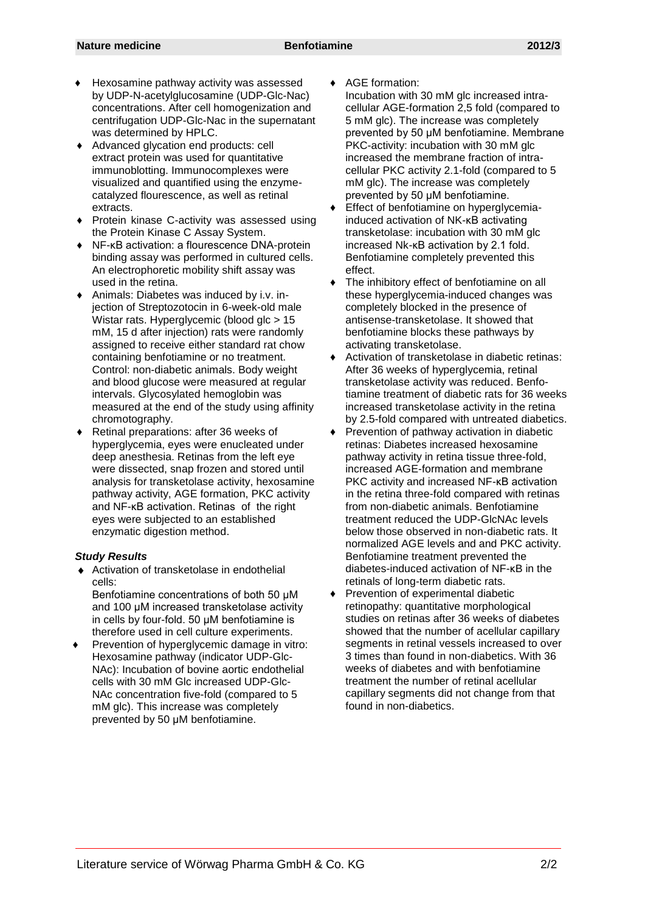- Hexosamine pathway activity was assessed by UDP-N-acetylglucosamine (UDP-Glc-Nac) concentrations. After cell homogenization and centrifugation UDP-Glc-Nac in the supernatant was determined by HPLC.
- Advanced glycation end products: cell extract protein was used for quantitative immunoblotting. Immunocomplexes were visualized and quantified using the enzyme-catalyzed flourescence, as well as retinal extracts.
- Protein kinase C-activity was assessed using the Protein Kinase C Assay System.
- NF-κB activation: a flourescence DNA-protein binding assay was performed in cultured cells. An electrophoretic mobility shift assay was used in the retina.
- Animals: Diabetes was induced by i.v. injection of Streptozotocin in 6-week-old male Wistar rats. Hyperglycemic (blood glc > 15 mM, 15 d after injection) rats were randomly assigned to receive either standard rat chow containing benfotiamine or no treatment. Control: non-diabetic animals. Body weight and blood glucose were measured at regular intervals. Glycosylated hemoglobin was measured at the end of the study using affinity chomotography.
- Retinal preparations: after 36 weeks of hyperglycemia, eyes were enucleated under deep anesthesia. Retinas from the left eye were dissected, snap frozen and stored until analysis for transketolase activity, hexosamine pathway activity, AGE formation, PKC activity and NF-κB activation. Retinas of the right eyes were subjected to an established enzymatic digestion method.

### *Study Results*

- Activation of transketolase in endothelial cells:
  Benfotiamine concentrations of both 50 µM and 100 µM increased transketolase activity in cells by four-fold. 50 µM benfotiamine is therefore used in cell culture experiments.
- Prevention of hyperglycemic damage in vitro: Hexosamine pathway (indicator UDP-Glc-NAc): Incubation of bovine aortic endothelial cells with 30 mM Glc increased UDP-Glc-NAc concentration five-fold (compared to 5 mM glc). This increase was completely prevented by 50 µM benfotiamine.
- AGE formation:
  Incubation with 30 mM glc increased intracellular AGE-formation 2,5 fold (compared to 5 mM glc). The increase was completely prevented by 50 µM benfotiamine. Membrane PKC-activity: incubation with 30 mM glc increased the membrane fraction of intracellular PKC activity 2.1-fold (compared to 5 mM glc). The increase was completely prevented by 50 µM benfotiamine.
- Effect of benfotiamine on hyperglycemia-induced activation of NK-κB activating transketolase: incubation with 30 mM glc increased Nk-κB activation by 2.1 fold. Benfotiamine completely prevented this effect.
- The inhibitory effect of benfotiamine on all these hyperglycemia-induced changes was completely blocked in the presence of antisense-transketolase. It showed that benfotiamine blocks these pathways by activating transketolase.
- Activation of transketolase in diabetic retinas: After 36 weeks of hyperglycemia, retinal transketolase activity was reduced. Benfotiamine treatment of diabetic rats for 36 weeks increased transketolase activity in the retina by 2.5-fold compared with untreated diabetics.
- Prevention of pathway activation in diabetic retinas: Diabetes increased hexosamine pathway activity in retina tissue three-fold, increased AGE-formation and membrane PKC activity and increased NF-κB activation in the retina three-fold compared with retinas from non-diabetic animals. Benfotiamine treatment reduced the UDP-GlcNAc levels below those observed in non-diabetic rats. It normalized AGE levels and and PKC activity. Benfotiamine treatment prevented the diabetes-induced activation of NF-κB in the retinals of long-term diabetic rats.
- Prevention of experimental diabetic retinopathy: quantitative morphological studies on retinas after 36 weeks of diabetes showed that the number of acellular capillary segments in retinal vessels increased to over 3 times than found in non-diabetics. With 36 weeks of diabetes and with benfotiamine treatment the number of retinal acellular capillary segments did not change from that found in non-diabetics.